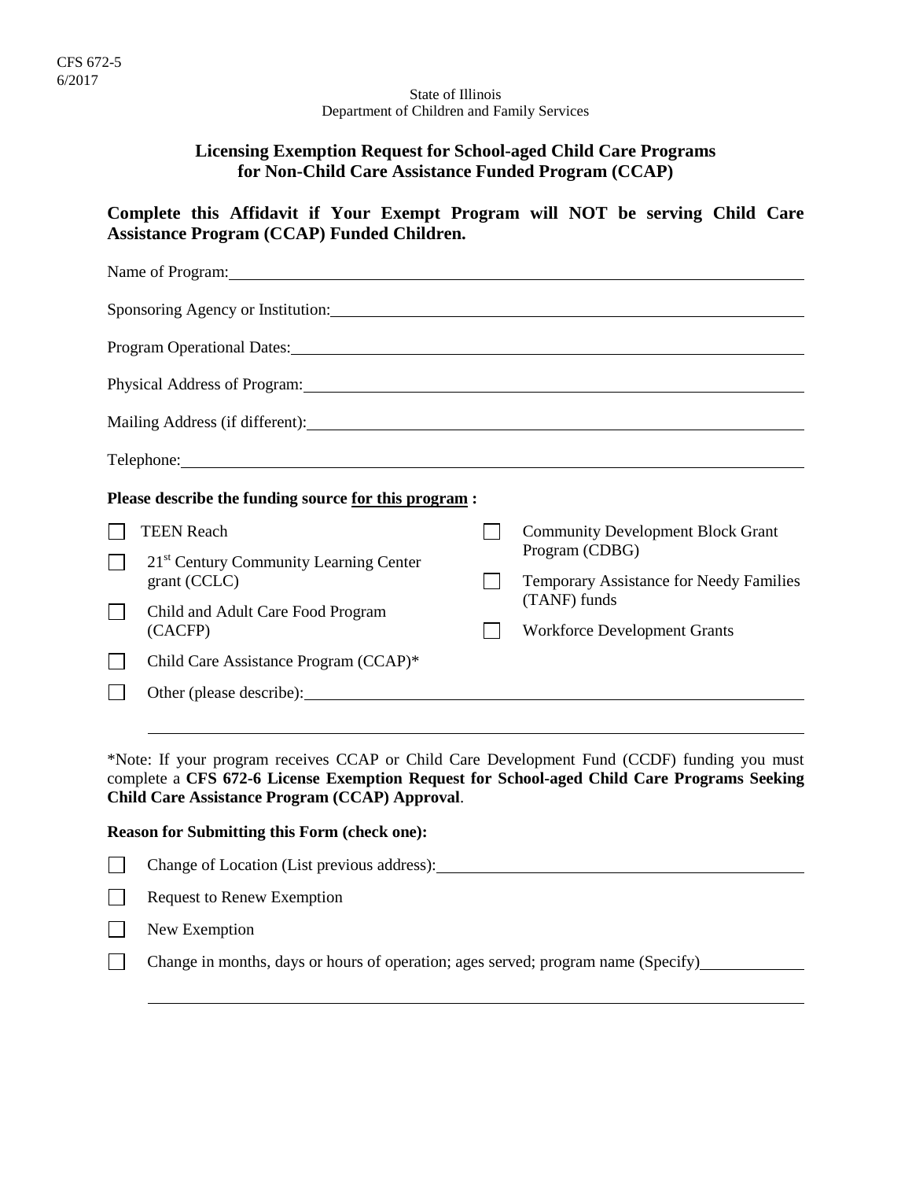CFS 672-5
6/2017

State of Illinois
Department of Children and Family Services

## Licensing Exemption Request for School-aged Child Care Programs for Non-Child Care Assistance Funded Program (CCAP)

**Complete this Affidavit if Your Exempt Program will NOT be serving Child Care Assistance Program (CCAP) Funded Children.**

Name of Program: ______________________________

Sponsoring Agency or Institution: ______________________________

Program Operational Dates: ______________________________

Physical Address of Program: ______________________________

Mailing Address (if different): ______________________________

Telephone: ______________________________

**Please describe the funding source for this program :**

- ☐ TEEN Reach
- ☐ 21st Century Community Learning Center grant (CCLC)
- ☐ Child and Adult Care Food Program (CACFP)
- ☐ Child Care Assistance Program (CCAP)*
- ☐ Community Development Block Grant Program (CDBG)
- ☐ Temporary Assistance for Needy Families (TANF) funds
- ☐ Workforce Development Grants
- ☐ Other (please describe): ______________________________

______________________________

*Note: If your program receives CCAP or Child Care Development Fund (CCDF) funding you must complete a **CFS 672-6 License Exemption Request for School-aged Child Care Programs Seeking Child Care Assistance Program (CCAP) Approval**.

**Reason for Submitting this Form (check one):**

- ☐ Change of Location (List previous address): ______________________________
- ☐ Request to Renew Exemption
- ☐ New Exemption
- ☐ Change in months, days or hours of operation; ages served; program name (Specify) ______________________________

______________________________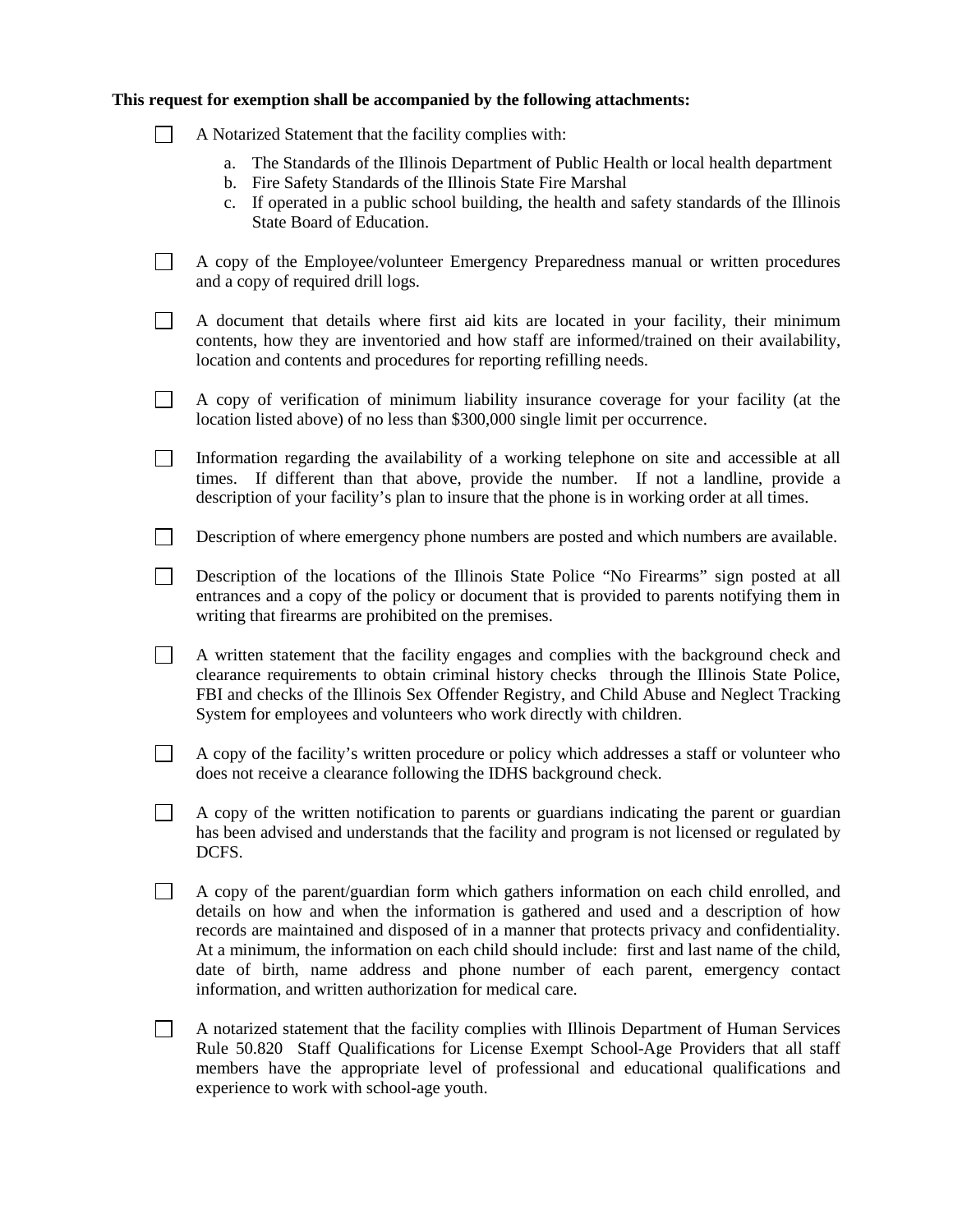**This request for exemption shall be accompanied by the following attachments:**

- ☐ A Notarized Statement that the facility complies with:
  a. The Standards of the Illinois Department of Public Health or local health department
  b. Fire Safety Standards of the Illinois State Fire Marshal
  c. If operated in a public school building, the health and safety standards of the Illinois State Board of Education.

- ☐ A copy of the Employee/volunteer Emergency Preparedness manual or written procedures and a copy of required drill logs.

- ☐ A document that details where first aid kits are located in your facility, their minimum contents, how they are inventoried and how staff are informed/trained on their availability, location and contents and procedures for reporting refilling needs.

- ☐ A copy of verification of minimum liability insurance coverage for your facility (at the location listed above) of no less than $300,000 single limit per occurrence.

- ☐ Information regarding the availability of a working telephone on site and accessible at all times. If different than that above, provide the number. If not a landline, provide a description of your facility's plan to insure that the phone is in working order at all times.

- ☐ Description of where emergency phone numbers are posted and which numbers are available.

- ☐ Description of the locations of the Illinois State Police "No Firearms" sign posted at all entrances and a copy of the policy or document that is provided to parents notifying them in writing that firearms are prohibited on the premises.

- ☐ A written statement that the facility engages and complies with the background check and clearance requirements to obtain criminal history checks through the Illinois State Police, FBI and checks of the Illinois Sex Offender Registry, and Child Abuse and Neglect Tracking System for employees and volunteers who work directly with children.

- ☐ A copy of the facility's written procedure or policy which addresses a staff or volunteer who does not receive a clearance following the IDHS background check.

- ☐ A copy of the written notification to parents or guardians indicating the parent or guardian has been advised and understands that the facility and program is not licensed or regulated by DCFS.

- ☐ A copy of the parent/guardian form which gathers information on each child enrolled, and details on how and when the information is gathered and used and a description of how records are maintained and disposed of in a manner that protects privacy and confidentiality. At a minimum, the information on each child should include: first and last name of the child, date of birth, name address and phone number of each parent, emergency contact information, and written authorization for medical care.

- ☐ A notarized statement that the facility complies with Illinois Department of Human Services Rule 50.820 Staff Qualifications for License Exempt School-Age Providers that all staff members have the appropriate level of professional and educational qualifications and experience to work with school-age youth.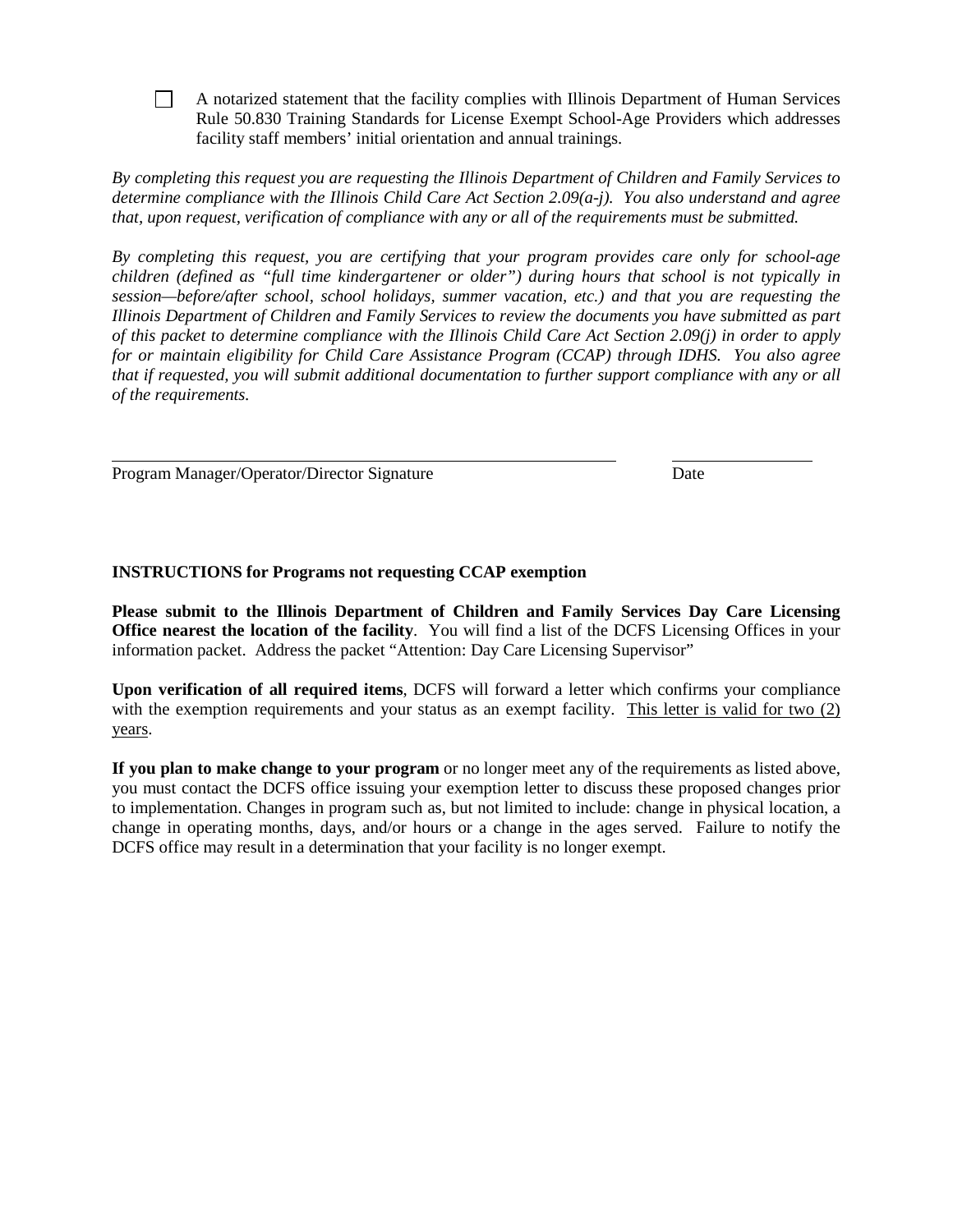- [ ] A notarized statement that the facility complies with Illinois Department of Human Services Rule 50.830 Training Standards for License Exempt School-Age Providers which addresses facility staff members' initial orientation and annual trainings.

*By completing this request you are requesting the Illinois Department of Children and Family Services to determine compliance with the Illinois Child Care Act Section 2.09(a-j). You also understand and agree that, upon request, verification of compliance with any or all of the requirements must be submitted.*

*By completing this request, you are certifying that your program provides care only for school-age children (defined as "full time kindergartener or older") during hours that school is not typically in session—before/after school, school holidays, summer vacation, etc.) and that you are requesting the Illinois Department of Children and Family Services to review the documents you have submitted as part of this packet to determine compliance with the Illinois Child Care Act Section 2.09(j) in order to apply for or maintain eligibility for Child Care Assistance Program (CCAP) through IDHS. You also agree that if requested, you will submit additional documentation to further support compliance with any or all of the requirements.*

\_\_\_\_\_\_\_\_\_\_\_\_\_\_\_\_\_\_\_\_\_\_\_\_\_\_\_\_\_\_\_\_\_\_\_\_\_\_\_\_\_\_\_\_\_\_ \_\_\_\_\_\_\_\_\_\_\_\_\_\_\_\_

Program Manager/Operator/Director Signature Date

**INSTRUCTIONS for Programs not requesting CCAP exemption**

**Please submit to the Illinois Department of Children and Family Services Day Care Licensing Office nearest the location of the facility**. You will find a list of the DCFS Licensing Offices in your information packet. Address the packet "Attention: Day Care Licensing Supervisor"

**Upon verification of all required items**, DCFS will forward a letter which confirms your compliance with the exemption requirements and your status as an exempt facility. <u>This letter is valid for two (2) years</u>.

**If you plan to make change to your program** or no longer meet any of the requirements as listed above, you must contact the DCFS office issuing your exemption letter to discuss these proposed changes prior to implementation. Changes in program such as, but not limited to include: change in physical location, a change in operating months, days, and/or hours or a change in the ages served. Failure to notify the DCFS office may result in a determination that your facility is no longer exempt.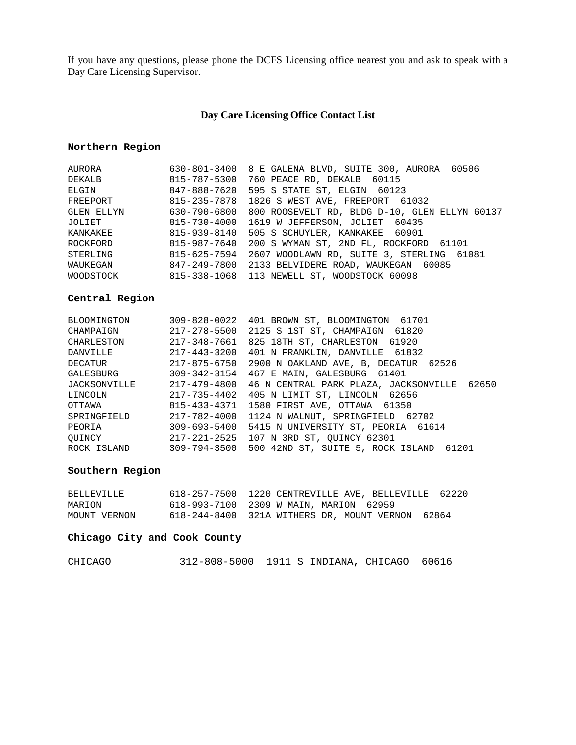If you have any questions, please phone the DCFS Licensing office nearest you and ask to speak with a Day Care Licensing Supervisor.

## Day Care Licensing Office Contact List

### Northern Region

| | | |
|---|---|---|
| AURORA | 630-801-3400 | 8 E GALENA BLVD, SUITE 300, AURORA 60506 |
| DEKALB | 815-787-5300 | 760 PEACE RD, DEKALB 60115 |
| ELGIN | 847-888-7620 | 595 S STATE ST, ELGIN 60123 |
| FREEPORT | 815-235-7878 | 1826 S WEST AVE, FREEPORT 61032 |
| GLEN ELLYN | 630-790-6800 | 800 ROOSEVELT RD, BLDG D-10, GLEN ELLYN 60137 |
| JOLIET | 815-730-4000 | 1619 W JEFFERSON, JOLIET 60435 |
| KANKAKEE | 815-939-8140 | 505 S SCHUYLER, KANKAKEE 60901 |
| ROCKFORD | 815-987-7640 | 200 S WYMAN ST, 2ND FL, ROCKFORD 61101 |
| STERLING | 815-625-7594 | 2607 WOODLAWN RD, SUITE 3, STERLING 61081 |
| WAUKEGAN | 847-249-7800 | 2133 BELVIDERE ROAD, WAUKEGAN 60085 |
| WOODSTOCK | 815-338-1068 | 113 NEWELL ST, WOODSTOCK 60098 |

### Central Region

| | | |
|---|---|---|
| BLOOMINGTON | 309-828-0022 | 401 BROWN ST, BLOOMINGTON 61701 |
| CHAMPAIGN | 217-278-5500 | 2125 S 1ST ST, CHAMPAIGN 61820 |
| CHARLESTON | 217-348-7661 | 825 18TH ST, CHARLESTON 61920 |
| DANVILLE | 217-443-3200 | 401 N FRANKLIN, DANVILLE 61832 |
| DECATUR | 217-875-6750 | 2900 N OAKLAND AVE, B, DECATUR 62526 |
| GALESBURG | 309-342-3154 | 467 E MAIN, GALESBURG 61401 |
| JACKSONVILLE | 217-479-4800 | 46 N CENTRAL PARK PLAZA, JACKSONVILLE 62650 |
| LINCOLN | 217-735-4402 | 405 N LIMIT ST, LINCOLN 62656 |
| OTTAWA | 815-433-4371 | 1580 FIRST AVE, OTTAWA 61350 |
| SPRINGFIELD | 217-782-4000 | 1124 N WALNUT, SPRINGFIELD 62702 |
| PEORIA | 309-693-5400 | 5415 N UNIVERSITY ST, PEORIA 61614 |
| QUINCY | 217-221-2525 | 107 N 3RD ST, QUINCY 62301 |
| ROCK ISLAND | 309-794-3500 | 500 42ND ST, SUITE 5, ROCK ISLAND 61201 |

### Southern Region

| | | |
|---|---|---|
| BELLEVILLE | 618-257-7500 | 1220 CENTREVILLE AVE, BELLEVILLE 62220 |
| MARION | 618-993-7100 | 2309 W MAIN, MARION 62959 |
| MOUNT VERNON | 618-244-8400 | 321A WITHERS DR, MOUNT VERNON 62864 |

### Chicago City and Cook County

| | | |
|---|---|---|
| CHICAGO | 312-808-5000 | 1911 S INDIANA, CHICAGO 60616 |